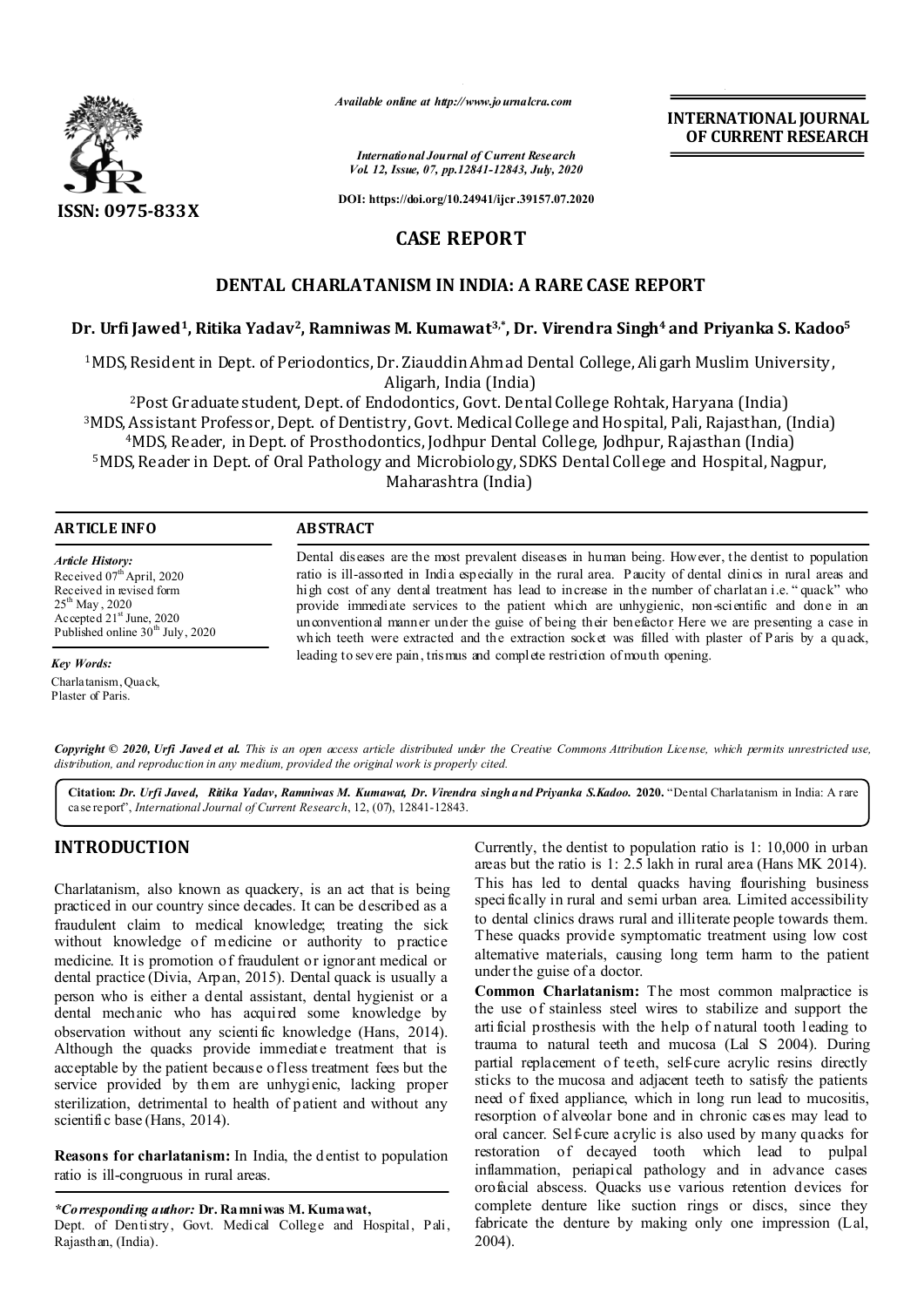ISSN: 0975-833X

*Available online at http://www.journalcra.com*

*International Journal of Current Research*
*Vol. 12, Issue, 07, pp.12841-12843, July, 2020*

**DOI: https://doi.org/10.24941/ijcr.39157.07.2020**

**INTERNATIONAL JOURNAL OF CURRENT RESEARCH**

## CASE REPORT

# DENTAL CHARLATANISM IN INDIA: A RARE CASE REPORT

**Dr. Urfi Jawed[1], Ritika Yadav[2], Ramniwas M. Kumawat[3,*], Dr. Virendra Singh[4] and Priyanka S. Kadoo[5]**

[1]MDS, Resident in Dept. of Periodontics, Dr. Ziauddin Ahmad Dental College, Aligarh Muslim University, Aligarh, India (India)
[2]Post Graduate student, Dept. of Endodontics, Govt. Dental College Rohtak, Haryana (India)
[3]MDS, Assistant Professor, Dept. of Dentistry, Govt. Medical College and Hospital, Pali, Rajasthan, (India)
[4]MDS, Reader, in Dept. of Prosthodontics, Jodhpur Dental College, Jodhpur, Rajasthan (India)
[5]MDS, Reader in Dept. of Oral Pathology and Microbiology, SDKS Dental College and Hospital, Nagpur, Maharashtra (India)

**ARTICLE INFO**

*Article History:*
Received 07[th] April, 2020
Received in revised form
25[th] May, 2020
Accepted 21[st] June, 2020
Published online 30[th] July, 2020

*Key Words:*
Charlatanism, Quack, Plaster of Paris.

**ABSTRACT**

Dental diseases are the most prevalent diseases in human being. However, the dentist to population ratio is ill-assorted in India especially in the rural area. Paucity of dental clinics in rural areas and high cost of any dental treatment has lead to increase in the number of charlatan i.e. "quack" who provide immediate services to the patient which are unhygienic, non-scientific and done in an unconventional manner under the guise of being their benefactor. Here we are presenting a case in which teeth were extracted and the extraction socket was filled with plaster of Paris by a quack, leading to severe pain, trismus and complete restriction of mouth opening.

***Copyright © 2020, Urfi Javed et al.*** *This is an open access article distributed under the Creative Commons Attribution License, which permits unrestricted use, distribution, and reproduction in any medium, provided the original work is properly cited.*

**Citation:** ***Dr. Urfi Javed, Ritika Yadav, Ramniwas M. Kumawat, Dr. Virendra singh and Priyanka S.Kadoo.* 2020.** "Dental Charlatanism in India: A rare case report", *International Journal of Current Research*, 12, (07), 12841-12843.

## INTRODUCTION

Charlatanism, also known as quackery, is an act that is being practiced in our country since decades. It can be described as a fraudulent claim to medical knowledge; treating the sick without knowledge of medicine or authority to practice medicine. It is promotion of fraudulent or ignorant medical or dental practice (Divia, Arpan, 2015). Dental quack is usually a person who is either a dental assistant, dental hygienist or a dental mechanic who has acquired some knowledge by observation without any scientific knowledge (Hans, 2014). Although the quacks provide immediate treatment that is acceptable by the patient because of less treatment fees but the service provided by them are unhygienic, lacking proper sterilization, detrimental to health of patient and without any scientific base (Hans, 2014).

**Reasons for charlatanism:** In India, the dentist to population ratio is ill-congruous in rural areas.

Currently, the dentist to population ratio is 1: 10,000 in urban areas but the ratio is 1: 2.5 lakh in rural area (Hans MK 2014). This has led to dental quacks having flourishing business specifically in rural and semi urban area. Limited accessibility to dental clinics draws rural and illiterate people towards them. These quacks provide symptomatic treatment using low cost alternative materials, causing long term harm to the patient under the guise of a doctor.

**Common Charlatanism:** The most common malpractice is the use of stainless steel wires to stabilize and support the artificial prosthesis with the help of natural tooth leading to trauma to natural teeth and mucosa (Lal S 2004). During partial replacement of teeth, self-cure acrylic resins directly sticks to the mucosa and adjacent teeth to satisfy the patients need of fixed appliance, which in long run lead to mucositis, resorption of alveolar bone and in chronic cases may lead to oral cancer. Self-cure acrylic is also used by many quacks for restoration of decayed tooth which lead to pulpal inflammation, periapical pathology and in advance cases orofacial abscess. Quacks use various retention devices for complete denture like suction rings or discs, since they fabricate the denture by making only one impression (Lal, 2004).

*\*Corresponding author:* **Dr. Ramniwas M. Kumawat,**
Dept. of Dentistry, Govt. Medical College and Hospital, Pali, Rajasthan, (India).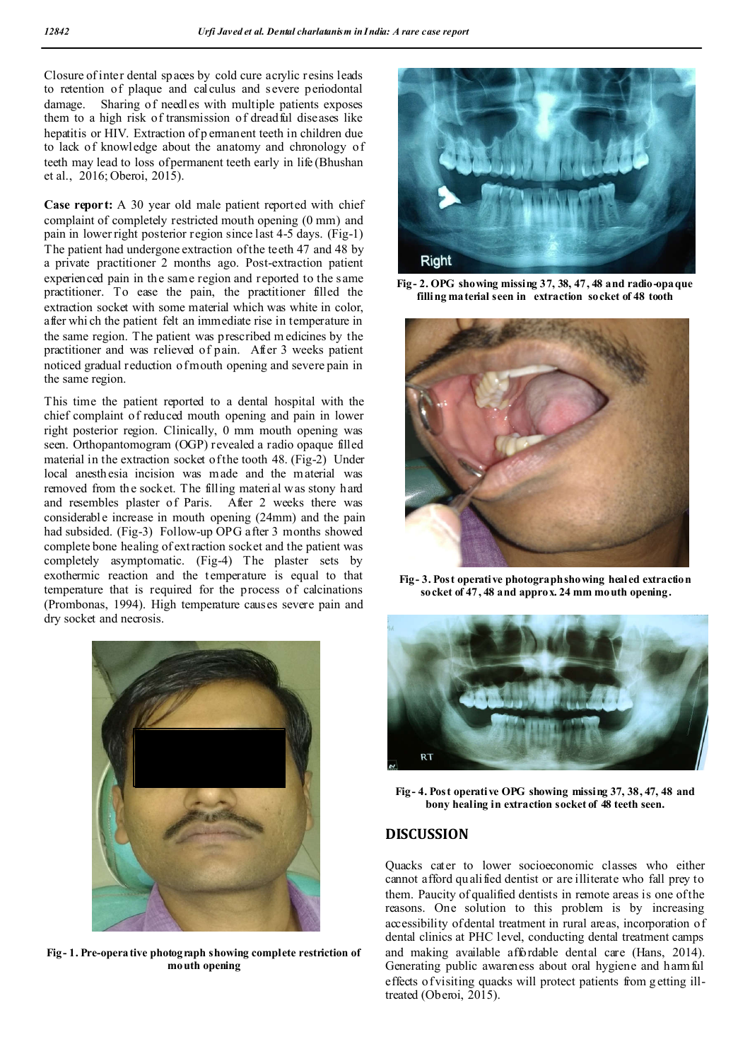Closure of inter dental spaces by cold cure acrylic resins leads to retention of plaque and calculus and severe periodontal damage. Sharing of needles with multiple patients exposes them to a high risk of transmission of dreadful diseases like hepatitis or HIV. Extraction of permanent teeth in children due to lack of knowledge about the anatomy and chronology of teeth may lead to loss of permanent teeth early in life (Bhushan et al., 2016; Oberoi, 2015).

**Case report:** A 30 year old male patient reported with chief complaint of completely restricted mouth opening (0 mm) and pain in lower right posterior region since last 4-5 days. (Fig-1) The patient had undergone extraction of the teeth 47 and 48 by a private practitioner 2 months ago. Post-extraction patient experienced pain in the same region and reported to the same practitioner. To ease the pain, the practitioner filled the extraction socket with some material which was white in color, after which the patient felt an immediate rise in temperature in the same region. The patient was prescribed medicines by the practitioner and was relieved of pain. After 3 weeks patient noticed gradual reduction of mouth opening and severe pain in the same region.

This time the patient reported to a dental hospital with the chief complaint of reduced mouth opening and pain in lower right posterior region. Clinically, 0 mm mouth opening was seen. Orthopantomogram (OGP) revealed a radio opaque filled material in the extraction socket of the tooth 48. (Fig-2) Under local anesthesia incision was made and the material was removed from the socket. The filling material was stony hard and resembles plaster of Paris. After 2 weeks there was considerable increase in mouth opening (24mm) and the pain had subsided. (Fig-3) Follow-up OPG after 3 months showed complete bone healing of extraction socket and the patient was completely asymptomatic. (Fig-4) The plaster sets by exothermic reaction and the temperature is equal to that temperature that is required for the process of calcinations (Prombonas, 1994). High temperature causes severe pain and dry socket and necrosis.

**Fig- 1. Pre-operative photograph showing complete restriction of mouth opening**

**Fig- 2. OPG showing missing 37, 38, 47, 48 and radio-opaque filling material seen in extraction socket of 48 tooth**

**Fig- 3. Post operative photograph showing healed extraction socket of 47, 48 and approx. 24 mm mouth opening.**

**Fig- 4. Post operative OPG showing missing 37, 38, 47, 48 and bony healing in extraction socket of 48 teeth seen.**

## DISCUSSION

Quacks cater to lower socioeconomic classes who either cannot afford qualified dentist or are illiterate who fall prey to them. Paucity of qualified dentists in remote areas is one of the reasons. One solution to this problem is by increasing accessibility of dental treatment in rural areas, incorporation of dental clinics at PHC level, conducting dental treatment camps and making available affordable dental care (Hans, 2014). Generating public awareness about oral hygiene and harmful effects of visiting quacks will protect patients from getting ill-treated (Oberoi, 2015).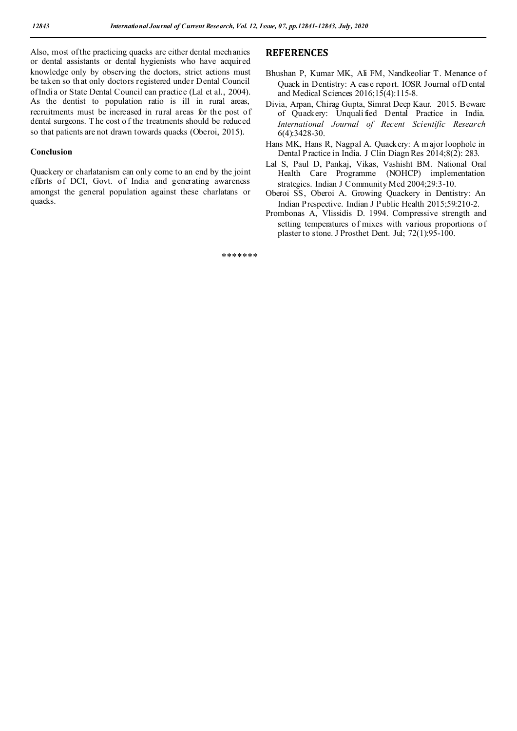Also, most of the practicing quacks are either dental mechanics or dental assistants or dental hygienists who have acquired knowledge only by observing the doctors, strict actions must be taken so that only doctors registered under Dental Council of India or State Dental Council can practice (Lal et al., 2004). As the dentist to population ratio is ill in rural areas, recruitments must be increased in rural areas for the post of dental surgeons. The cost of the treatments should be reduced so that patients are not drawn towards quacks (Oberoi, 2015).

### Conclusion

Quackery or charlatanism can only come to an end by the joint efforts of DCI, Govt. of India and generating awareness amongst the general population against these charlatans or quacks.

## REFERENCES

Bhushan P, Kumar MK, Ali FM, Nandkeoliar T. Menance of Quack in Dentistry: A case report. IOSR Journal of Dental and Medical Sciences 2016;15(4):115-8.

Divia, Arpan, Chirag Gupta, Simrat Deep Kaur. 2015. Beware of Quackery: Unqualified Dental Practice in India. *International Journal of Recent Scientific Research* 6(4):3428-30.

Hans MK, Hans R, Nagpal A. Quackery: A major loophole in Dental Practice in India. J Clin Diagn Res 2014;8(2): 283.

Lal S, Paul D, Pankaj, Vikas, Vashisht BM. National Oral Health Care Programme (NOHCP) implementation strategies. Indian J Community Med 2004;29:3-10.

Oberoi SS, Oberoi A. Growing Quackery in Dentistry: An Indian Prespective. Indian J Public Health 2015;59:210-2.

Prombonas A, Vlissidis D. 1994. Compressive strength and setting temperatures of mixes with various proportions of plaster to stone. J Prosthet Dent. Jul; 72(1):95-100.

\*\*\*\*\*\*\*